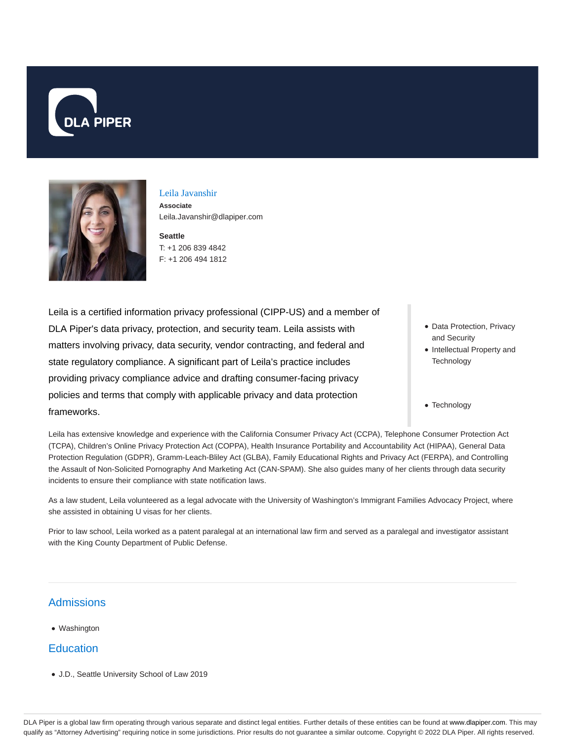DLA PIPER

# Leila Javanshir

**Associate**
Leila.Javanshir@dlapiper.com

**Seattle**
T: +1 206 839 4842
F: +1 206 494 1812

Leila is a certified information privacy professional (CIPP-US) and a member of DLA Piper's data privacy, protection, and security team. Leila assists with matters involving privacy, data security, vendor contracting, and federal and state regulatory compliance. A significant part of Leila's practice includes providing privacy compliance advice and drafting consumer-facing privacy policies and terms that comply with applicable privacy and data protection frameworks.

- Data Protection, Privacy and Security
- Intellectual Property and Technology

- Technology

Leila has extensive knowledge and experience with the California Consumer Privacy Act (CCPA), Telephone Consumer Protection Act (TCPA), Children's Online Privacy Protection Act (COPPA), Health Insurance Portability and Accountability Act (HIPAA), General Data Protection Regulation (GDPR), Gramm-Leach-Bliley Act (GLBA), Family Educational Rights and Privacy Act (FERPA), and Controlling the Assault of Non-Solicited Pornography And Marketing Act (CAN-SPAM). She also guides many of her clients through data security incidents to ensure their compliance with state notification laws.

As a law student, Leila volunteered as a legal advocate with the University of Washington's Immigrant Families Advocacy Project, where she assisted in obtaining U visas for her clients.

Prior to law school, Leila worked as a patent paralegal at an international law firm and served as a paralegal and investigator assistant with the King County Department of Public Defense.

## Admissions

- Washington

## Education

- J.D., Seattle University School of Law 2019

DLA Piper is a global law firm operating through various separate and distinct legal entities. Further details of these entities can be found at www.dlapiper.com. This may qualify as "Attorney Advertising" requiring notice in some jurisdictions. Prior results do not guarantee a similar outcome. Copyright © 2022 DLA Piper. All rights reserved.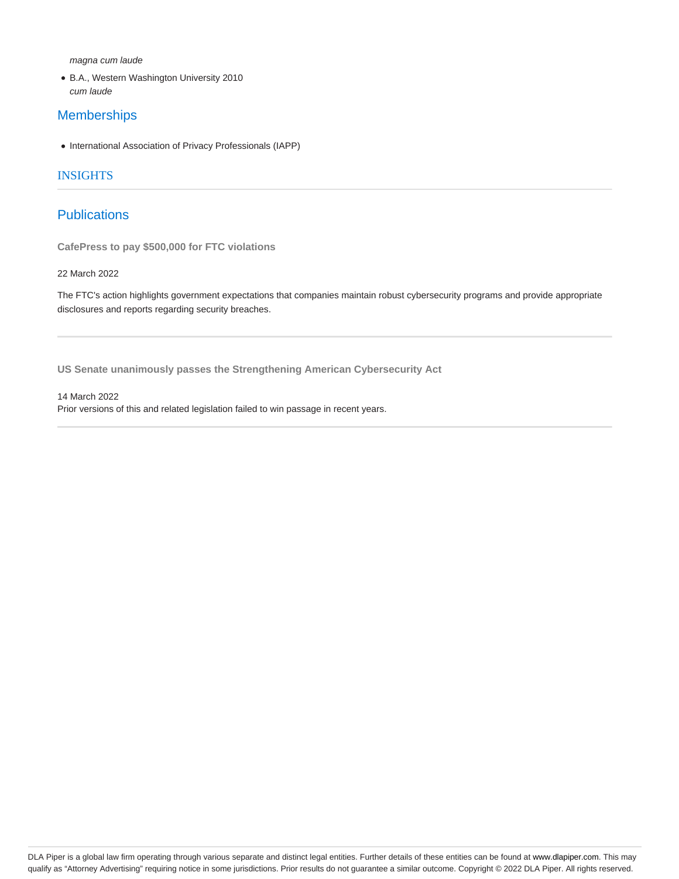*magna cum laude*

- B.A., Western Washington University 2010
  *cum laude*

## Memberships

- International Association of Privacy Professionals (IAPP)

# INSIGHTS

## Publications

**CafePress to pay $500,000 for FTC violations**

22 March 2022

The FTC's action highlights government expectations that companies maintain robust cybersecurity programs and provide appropriate disclosures and reports regarding security breaches.

---

**US Senate unanimously passes the Strengthening American Cybersecurity Act**

14 March 2022

Prior versions of this and related legislation failed to win passage in recent years.

---

DLA Piper is a global law firm operating through various separate and distinct legal entities. Further details of these entities can be found at www.dlapiper.com. This may qualify as “Attorney Advertising” requiring notice in some jurisdictions. Prior results do not guarantee a similar outcome. Copyright © 2022 DLA Piper. All rights reserved.